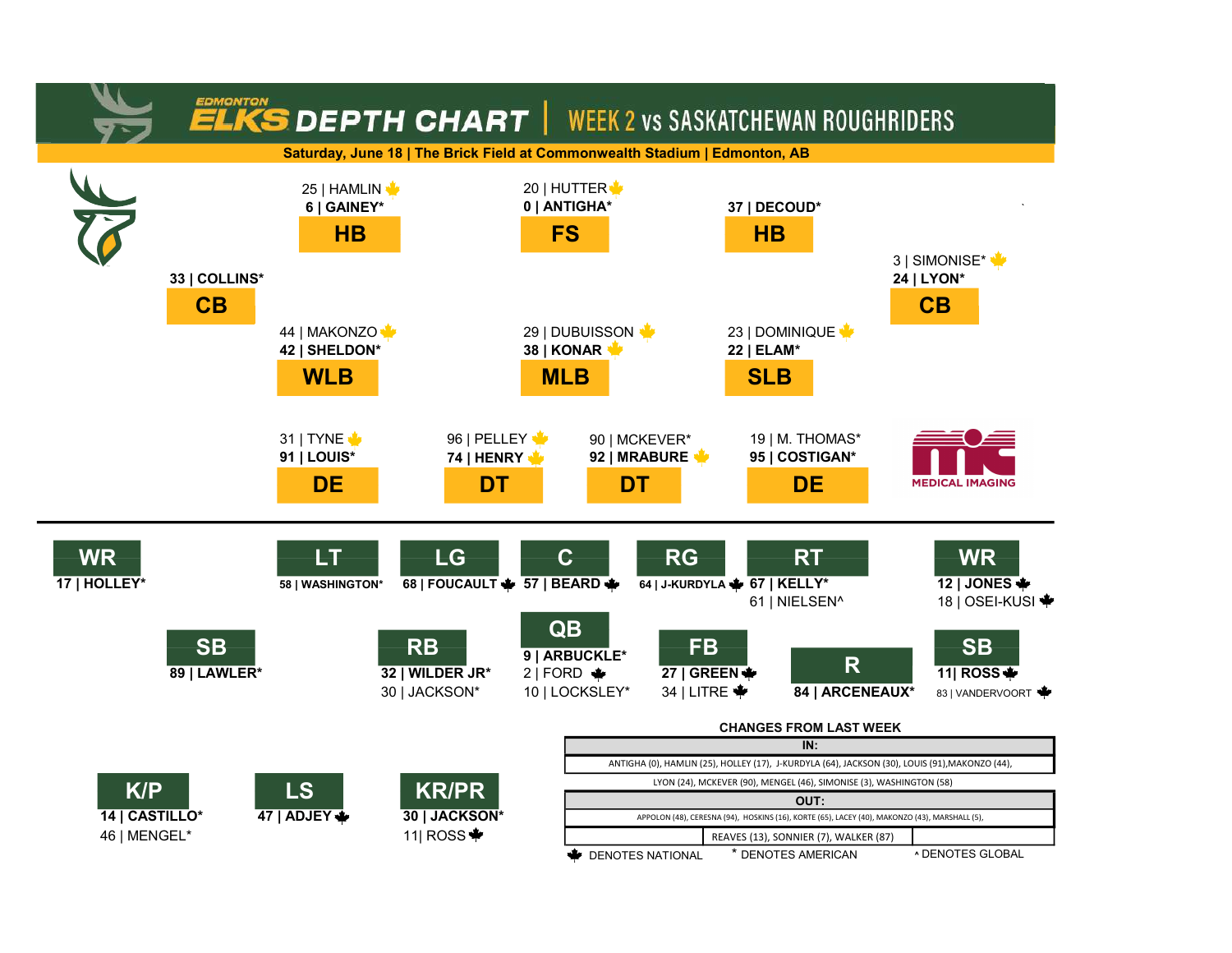# EDMONTON ELKS DEPTH CHART | WEEK 2 vs SASKATCHEWAN ROUGHRIDERS

**Saturday, June 18 | The Brick Field at Commonwealth Stadium | Edmonton, AB**

## DEFENCE

| Position | Starter | Backup |
| --- | --- | --- |
| CB | **33 \| COLLINS*** | |
| HB | **6 \| GAINEY*** | 25 \| HAMLIN 🍁 |
| FS | **0 \| ANTIGHA*** | 20 \| HUTTER 🍁 |
| HB | **37 \| DECOUD*** | |
| CB | **24 \| LYON*** | 3 \| SIMONISE* 🍁 |
| WLB | **42 \| SHELDON*** | 44 \| MAKONZO 🍁 |
| MLB | **38 \| KONAR 🍁** | 29 \| DUBUISSON 🍁 |
| SLB | **22 \| ELAM*** | 23 \| DOMINIQUE 🍁 |
| DE | **91 \| LOUIS*** | 31 \| TYNE 🍁 |
| DT | **74 \| HENRY 🍁** | 96 \| PELLEY 🍁 |
| DT | **92 \| MRABURE 🍁** | 90 \| MCKEVER* |
| DE | **95 \| COSTIGAN*** | 19 \| M. THOMAS* |

## OFFENCE

| Position | Starter | Backup |
| --- | --- | --- |
| WR | **17 \| HOLLEY*** | |
| LT | **58 \| WASHINGTON*** | |
| LG | **68 \| FOUCAULT 🍁** | |
| C | **57 \| BEARD 🍁** | |
| RG | **64 \| J-KURDYLA 🍁** | |
| RT | **67 \| KELLY*** | 61 \| NIELSEN^ |
| WR | **12 \| JONES 🍁** | 18 \| OSEI-KUSI 🍁 |
| SB | **89 \| LAWLER*** | |
| RB | **32 \| WILDER JR*** | 30 \| JACKSON* |
| QB | **9 \| ARBUCKLE*** | 2 \| FORD 🍁, 10 \| LOCKSLEY* |
| FB | **27 \| GREEN 🍁** | 34 \| LITRE 🍁 |
| R | **84 \| ARCENEAUX*** | |
| SB | **11\| ROSS 🍁** | 83 \| VANDERVOORT 🍁 |

## SPECIAL TEAMS

| Position | Starter | Backup |
| --- | --- | --- |
| K/P | **14 \| CASTILLO*** | 46 \| MENGEL* |
| LS | **47 \| ADJEY 🍁** | |
| KR/PR | **30 \| JACKSON*** | 11\| ROSS 🍁 |

## CHANGES FROM LAST WEEK

| IN: |
| --- |
| ANTIGHA (0), HAMLIN (25), HOLLEY (17), J-KURDYLA (64), JACKSON (30), LOUIS (91),MAKONZO (44), LYON (24), MCKEVER (90), MENGEL (46), SIMONISE (3), WASHINGTON (58) |

| OUT: |
| --- |
| APPOLON (48), CERESNA (94), HOSKINS (16), KORTE (65), LACEY (40), MAKONZO (43), MARSHALL (5), REAVES (13), SONNIER (7), WALKER (87) |

🍁 DENOTES NATIONAL * DENOTES AMERICAN ^ DENOTES GLOBAL

MEDICAL IMAGING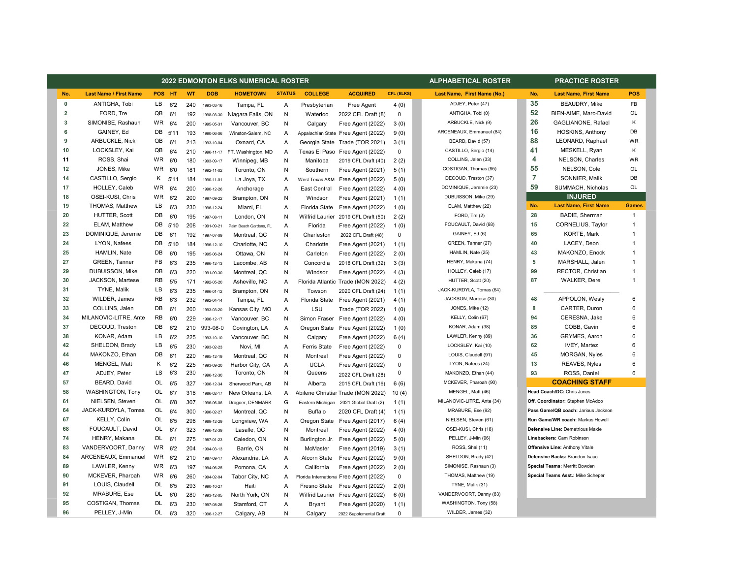## 2022 EDMONTON ELKS NUMERICAL ROSTER

| No. | Last Name / First Name | POS | HT | WT | DOB | HOMETOWN | STATUS | COLLEGE | ACQUIRED | CFL (ELKS) |
|---|---|---|---|---|---|---|---|---|---|---|
| 0 | ANTIGHA, Tobi | LB | 6'2 | 240 | 1993-03-16 | Tampa, FL | A | Presbyterian | Free Agent | 4 (0) |
| 2 | FORD, Tre | QB | 6'1 | 192 | 1998-03-30 | Niagara Falls, ON | N | Waterloo | 2022 CFL Draft (8) | 0 |
| 3 | SIMONISE, Rashaun | WR | 6'4 | 200 | 1995-05-31 | Vancouver, BC | N | Calgary | Free Agent (2022) | 3 (0) |
| 6 | GAINEY, Ed | DB | 5'11 | 193 | 1990-06-06 | Winston-Salem, NC | A | Appalachian State | Free Agent (2022) | 9 (0) |
| 9 | ARBUCKLE, Nick | QB | 6'1 | 213 | 1993-10-04 | Oxnard, CA | A | Georgia State | Trade (TOR 2021) | 3 (1) |
| 10 | LOCKSLEY, Kai | QB | 6'4 | 210 | 1996-11-17 | FT. Washington, MD | A | Texas El Paso | Free Agent (2022) | 0 |
| 11 | ROSS, Shai | WR | 6'0 | 180 | 1993-09-17 | Winnipeg, MB | N | Manitoba | 2019 CFL Draft (40) | 2 (2) |
| 12 | JONES, Mike | WR | 6'0 | 181 | 1992-11-02 | Toronto, ON | N | Southern | Free Agent (2021) | 5 (1) |
| 14 | CASTILLO, Sergio | K | 5'11 | 184 | 1990-11-01 | La Joya, TX | A | West Texas A&M | Free Agent (2022) | 5 (0) |
| 17 | HOLLEY, Caleb | WR | 6'4 | 200 | 1990-12-26 | Anchorage | A | East Central | Free Agent (2022) | 4 (0) |
| 18 | OSEI-KUSI, Chris | WR | 6'2 | 200 | 1997-09-22 | Brampton, ON | N | Windsor | Free Agent (2021) | 1 (1) |
| 19 | THOMAS, Matthew | LB | 6'3 | 230 | 1996-12-24 | Miami, FL | A | Florida State | Free Agent (2022) | 1 (0) |
| 20 | HUTTER, Scott | DB | 6'0 | 195 | 1997-08-11 | London, ON | N | Wilfrid Laurier | 2019 CFL Draft (50) | 2 (2) |
| 22 | ELAM, Matthew | DB | 5'10 | 208 | 1991-09-21 | Palm Beach Gardens, FL | A | Florida | Free Agent (2022) | 1 (0) |
| 23 | DOMINIQUE, Jeremie | DB | 6'1 | 192 | 1997-07-09 | Montreal, QC | N | Charleston | 2022 CFL Draft (48) | 0 |
| 24 | LYON, Nafees | DB | 5'10 | 184 | 1996-12-10 | Charlotte, NC | A | Charlotte | Free Agent (2021) | 1 (1) |
| 25 | HAMLIN, Nate | DB | 6'0 | 195 | 1995-06-24 | Ottawa, ON | N | Carleton | Free Agent (2022) | 2 (0) |
| 27 | GREEN, Tanner | FB | 6'3 | 235 | 1996-12-13 | Lacombe, AB | N | Concordia | 2018 CFL Draft (32) | 3 (3) |
| 29 | DUBUISSON, Mike | DB | 6'3 | 220 | 1991-09-30 | Montreal, QC | N | Windsor | Free Agent (2022) | 4 (3) |
| 30 | JACKSON, Martese | RB | 5'5 | 171 | 1992-05-20 | Asheville, NC | A | Florida Atlantic | Trade (MON 2022) | 4 (2) |
| 31 | TYNE, Malik | LB | 6'3 | 235 | 1996-01-12 | Brampton, ON | N | Towson | 2020 CFL Draft (24) | 1 (1) |
| 32 | WILDER, James | RB | 6'3 | 232 | 1992-04-14 | Tampa, FL | A | Florida State | Free Agent (2021) | 4 (1) |
| 33 | COLLINS, Jalen | DB | 6'1 | 200 | 1993-03-20 | Kansas City, MO | A | LSU | Trade (TOR 2022) | 1 (0) |
| 34 | MILANOVIC-LITRE, Ante | RB | 6'0 | 229 | 1996-12-17 | Vancouver, BC | N | Simon Fraser | Free Agent (2022) | 4 (0) |
| 37 | DECOUD, Treston | DB | 6'2 | 210 | 993-08-0 | Covington, LA | A | Oregon State | Free Agent (2022) | 1 (0) |
| 38 | KONAR, Adam | LB | 6'2 | 225 | 1993-10-10 | Vancouver, BC | N | Calgary | Free Agent (2022) | 6 (4) |
| 42 | SHELDON, Brady | LB | 6'5 | 230 | 1993-02-23 | Novi, MI | A | Ferris State | Free Agent (2022) | 0 |
| 44 | MAKONZO, Ethan | DB | 6'1 | 220 | 1995-12-19 | Montreal, QC | N | Montreal | Free Agent (2022) | 0 |
| 46 | MENGEL, Matt | K | 6'2 | 225 | 1993-09-20 | Harbor City, CA | A | UCLA | Free Agent (2022) | 0 |
| 47 | ADJEY, Peter | LS | 6'3 | 230 | 1996-12-30 | Toronto, ON | N | Queens | 2022 CFL Draft (28) | 0 |
| 57 | BEARD, David | OL | 6'5 | 327 | 1996-12-34 | Sherwood Park, AB | N | Alberta | 2015 CFL Draft (16) | 6 (6) |
| 58 | WASHINGTON, Tony | OL | 6'7 | 318 | 1986-02-17 | New Orleans, LA | A | Abilene Christian | Trade (MON 2022) | 10 (4) |
| 61 | NIELSEN, Steven | OL | 6'8 | 307 | 1996-06-06 | Dragoer, DENMARK | G | Eastern Michigan | 2021 Global Draft (2) | 1 (1) |
| 64 | JACK-KURDYLA, Tomas | OL | 6'4 | 300 | 1996-02-27 | Montreal, QC | N | Buffalo | 2020 CFL Draft (4) | 1 (1) |
| 67 | KELLY, Colin | OL | 6'5 | 298 | 1989-12-29 | Longview, WA | A | Oregon State | Free Agent (2017) | 6 (4) |
| 68 | FOUCAULT, David | OL | 6'7 | 323 | 1996-12-39 | Lasalle, QC | N | Montreal | Free Agent (2022) | 4 (0) |
| 74 | HENRY, Makana | DL | 6'1 | 275 | 1987-01-23 | Caledon, ON | N | Burlington Jr. | Free Agent (2022) | 5 (0) |
| 83 | VANDERVOORT, Danny | WR | 6'2 | 204 | 1994-03-13 | Barrie, ON | N | McMaster | Free Agent (2019) | 3 (1) |
| 84 | ARCENEAUX, Emmanuel | WR | 6'2 | 210 | 1987-09-17 | Alexandria, LA | A | Alcorn State | Free Agent (2022) | 9 (0) |
| 89 | LAWLER, Kenny | WR | 6'3 | 197 | 1994-06-25 | Pomona, CA | A | California | Free Agent (2022) | 2 (0) |
| 90 | MCKEVER, Pharoah | WR | 6'6 | 260 | 1994-02-04 | Tabor City, NC | A | Florida International | Free Agent (2022) | 0 |
| 91 | LOUIS, Claudell | DL | 6'5 | 293 | 1990-10-27 | Haiti | A | Fresno State | Free Agent (2022) | 2 (0) |
| 92 | MRABURE, Ese | DL | 6'0 | 280 | 1993-12-05 | North York, ON | N | Wilfrid Laurier | Free Agent (2022) | 6 (0) |
| 95 | COSTIGAN, Thomas | DL | 6'3 | 230 | 1997-08-26 | Stamford, CT | A | Bryant | Free Agent (2020) | 1 (1) |
| 96 | PELLEY, J-Min | DL | 6'3 | 320 | 1996-12-27 | Calgary, AB | N | Calgary | 2022 Supplemental Draft | 0 |

## ALPHABETICAL ROSTER

| Last Name, First Name (No.) |
|---|
| ADJEY, Peter (47) |
| ANTIGHA, Tobi (0) |
| ARBUCKLE, Nick (9) |
| ARCENEAUX, Emmanuel (84) |
| BEARD, David (57) |
| CASTILLO, Sergio (14) |
| COLLINS, Jalen (33) |
| COSTIGAN, Thomas (95) |
| DECOUD, Treston (37) |
| DOMINIQUE, Jeremie (23) |
| DUBUISSON, Mike (29) |
| ELAM, Matthew (22) |
| FORD, Tre (2) |
| FOUCAULT, David (68) |
| GAINEY, Ed (6) |
| GREEN, Tanner (27) |
| HAMLIN, Nate (25) |
| HENRY, Makana (74) |
| HOLLEY, Caleb (17) |
| HUTTER, Scott (20) |
| JACK-KURDYLA, Tomas (64) |
| JACKSON, Martese (30) |
| JONES, Mike (12) |
| KELLY, Colin (67) |
| KONAR, Adam (38) |
| LAWLER, Kenny (89) |
| LOCKSLEY, Kai (10) |
| LOUIS, Claudell (91) |
| LYON, Nafees (24) |
| MAKONZO, Ethan (44) |
| MCKEVER, Pharoah (90) |
| MENGEL, Matt (46) |
| MILANOVIC-LITRE, Ante (34) |
| MRABURE, Ese (92) |
| NIELSEN, Steven (61) |
| OSEI-KUSI, Chris (18) |
| PELLEY, J-Min (96) |
| ROSS, Shai (11) |
| SHELDON, Brady (42) |
| SIMONISE, Rashaun (3) |
| THOMAS, Matthew (19) |
| TYNE, Malik (31) |
| VANDERVOORT, Danny (83) |
| WASHINGTON, Tony (58) |
| WILDER, James (32) |

## PRACTICE ROSTER

| No. | Last Name, First Name | POS |
|---|---|---|
| 35 | BEAUDRY, Mike | FB |
| 52 | BIEN-AIME, Marc-David | OL |
| 26 | GAGLIANONE, Rafael | K |
| 16 | HOSKINS, Anthony | DB |
| 88 | LEONARD, Raphael | WR |
| 41 | MESKELL, Ryan | K |
| 4 | NELSON, Charles | WR |
| 55 | NELSON, Cole | OL |
| 7 | SONNIER, Malik | DB |
| 59 | SUMMACH, Nicholas | OL |

## INJURED

| No. | Last Name, First Name | Games |
|---|---|---|
| 28 | BADIE, Sherman | 1 |
| 15 | CORNELIUS, Taylor | 1 |
| 65 | KORTE, Mark | 1 |
| 40 | LACEY, Deon | 1 |
| 43 | MAKONZO, Enock | 1 |
| 5 | MARSHALL, Jalen | 1 |
| 99 | RECTOR, Christian | 1 |
| 87 | WALKER, Derel | 1 |
| 48 | APPOLON, Wesly | 6 |
| 8 | CARTER, Duron | 6 |
| 94 | CERESNA, Jake | 6 |
| 85 | COBB, Gavin | 6 |
| 36 | GRYMES, Aaron | 6 |
| 62 | IVEY, Martez | 6 |
| 45 | MORGAN, Nyles | 6 |
| 13 | REAVES, Nyles | 6 |
| 93 | ROSS, Daniel | 6 |

## COACHING STAFF

**Head Coach/DC:** Chris Jones
**Off. Coordinator:** Stephen McAdoo
**Pass Game/QB coach:** Jarious Jackson
**Run Game/WR coach:** Markus Howell
**Defensive Line:** Demetrious Maxie
**Linebackers:** Cam Robinson
**Offensive Line:** Anthony Vitale
**Defensive Backs:** Brandon Isaac
**Special Teams:** Merritt Bowden
**Special Teams Asst.:** Mike Scheper